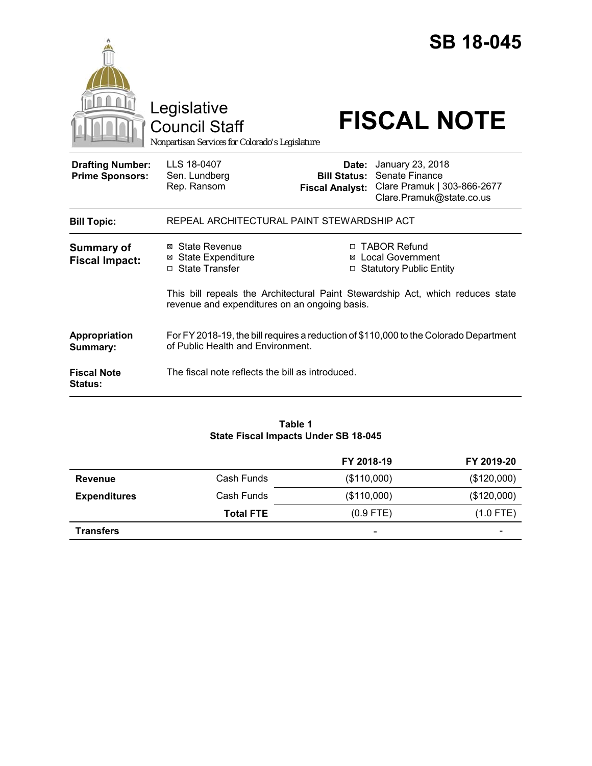# SB 18-045

Legislative Council Staff

*Nonpartisan Services for Colorado's Legislature*

# FISCAL NOTE

| | | | |
|---|---|---|---|
| **Drafting Number:** | LLS 18-0407 | **Date:** | January 23, 2018 |
| **Prime Sponsors:** | Sen. Lundberg<br>Rep. Ransom | **Bill Status:** | Senate Finance |
| | | **Fiscal Analyst:** | Clare Pramuk \| 303-866-2677<br>Clare.Pramuk@state.co.us |

**Bill Topic:** REPEAL ARCHITECTURAL PAINT STEWARDSHIP ACT

**Summary of Fiscal Impact:**

- ☒ State Revenue
- ☒ State Expenditure
- ☐ State Transfer
- ☐ TABOR Refund
- ☒ Local Government
- ☐ Statutory Public Entity

This bill repeals the Architectural Paint Stewardship Act, which reduces state revenue and expenditures on an ongoing basis.

**Appropriation Summary:** For FY 2018-19, the bill requires a reduction of $110,000 to the Colorado Department of Public Health and Environment.

**Fiscal Note Status:** The fiscal note reflects the bill as introduced.

**Table 1**
**State Fiscal Impacts Under SB 18-045**

| | | FY 2018-19 | FY 2019-20 |
|---|---|---|---|
| **Revenue** | Cash Funds | ($110,000) | ($120,000) |
| **Expenditures** | Cash Funds | ($110,000) | ($120,000) |
| | **Total FTE** | (0.9 FTE) | (1.0 FTE) |
| **Transfers** | | - | - |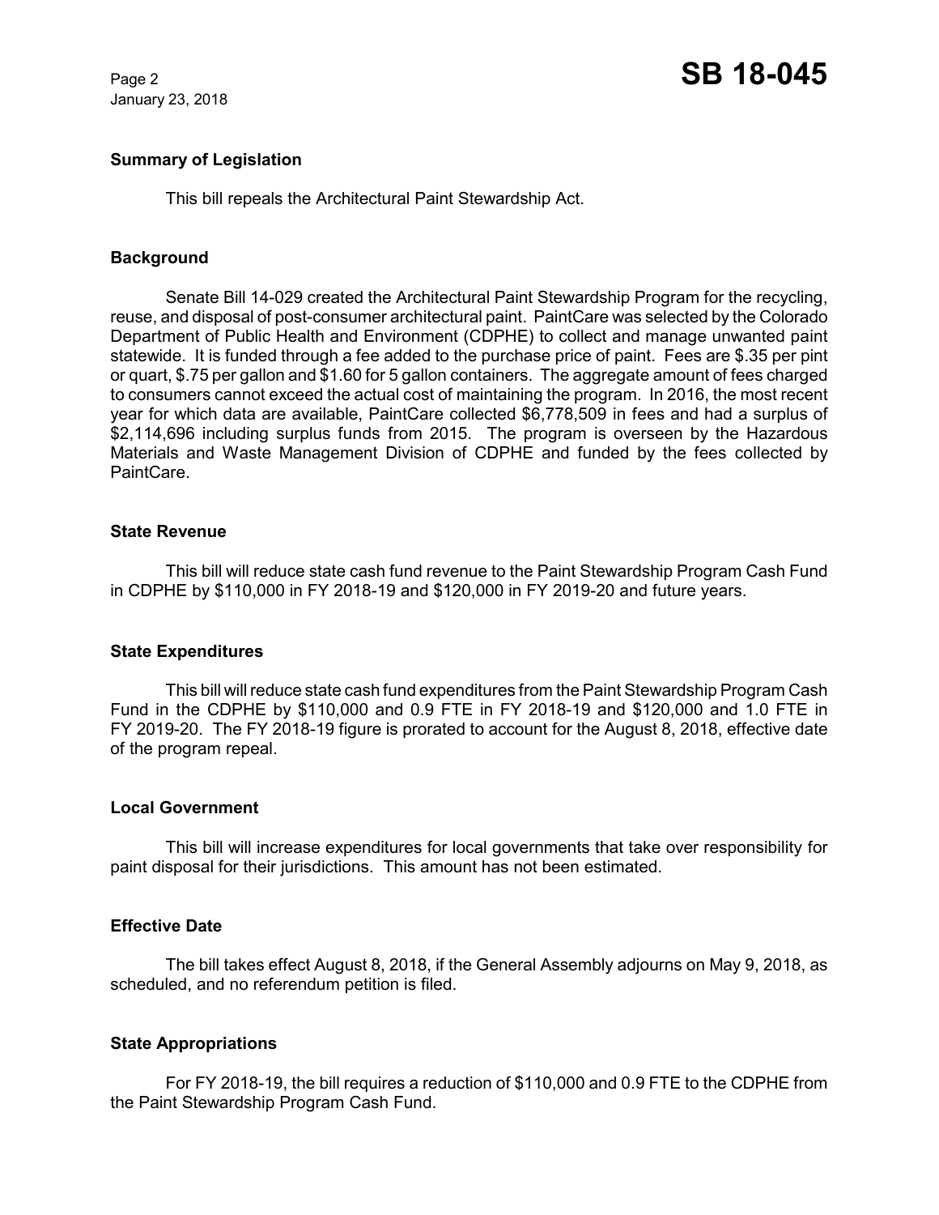## Summary of Legislation

This bill repeals the Architectural Paint Stewardship Act.

## Background

Senate Bill 14-029 created the Architectural Paint Stewardship Program for the recycling, reuse, and disposal of post-consumer architectural paint. PaintCare was selected by the Colorado Department of Public Health and Environment (CDPHE) to collect and manage unwanted paint statewide. It is funded through a fee added to the purchase price of paint. Fees are $.35 per pint or quart, $.75 per gallon and $1.60 for 5 gallon containers. The aggregate amount of fees charged to consumers cannot exceed the actual cost of maintaining the program. In 2016, the most recent year for which data are available, PaintCare collected $6,778,509 in fees and had a surplus of $2,114,696 including surplus funds from 2015. The program is overseen by the Hazardous Materials and Waste Management Division of CDPHE and funded by the fees collected by PaintCare.

## State Revenue

This bill will reduce state cash fund revenue to the Paint Stewardship Program Cash Fund in CDPHE by $110,000 in FY 2018-19 and $120,000 in FY 2019-20 and future years.

## State Expenditures

This bill will reduce state cash fund expenditures from the Paint Stewardship Program Cash Fund in the CDPHE by $110,000 and 0.9 FTE in FY 2018-19 and $120,000 and 1.0 FTE in FY 2019-20. The FY 2018-19 figure is prorated to account for the August 8, 2018, effective date of the program repeal.

## Local Government

This bill will increase expenditures for local governments that take over responsibility for paint disposal for their jurisdictions. This amount has not been estimated.

## Effective Date

The bill takes effect August 8, 2018, if the General Assembly adjourns on May 9, 2018, as scheduled, and no referendum petition is filed.

## State Appropriations

For FY 2018-19, the bill requires a reduction of $110,000 and 0.9 FTE to the CDPHE from the Paint Stewardship Program Cash Fund.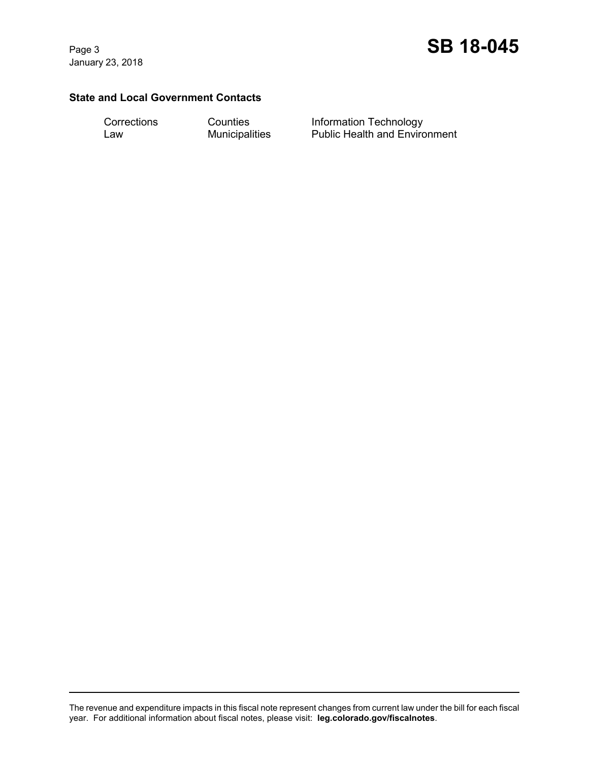## State and Local Government Contacts

| | | |
|---|---|---|
| Corrections | Counties | Information Technology |
| Law | Municipalities | Public Health and Environment |

The revenue and expenditure impacts in this fiscal note represent changes from current law under the bill for each fiscal year. For additional information about fiscal notes, please visit: **leg.colorado.gov/fiscalnotes**.